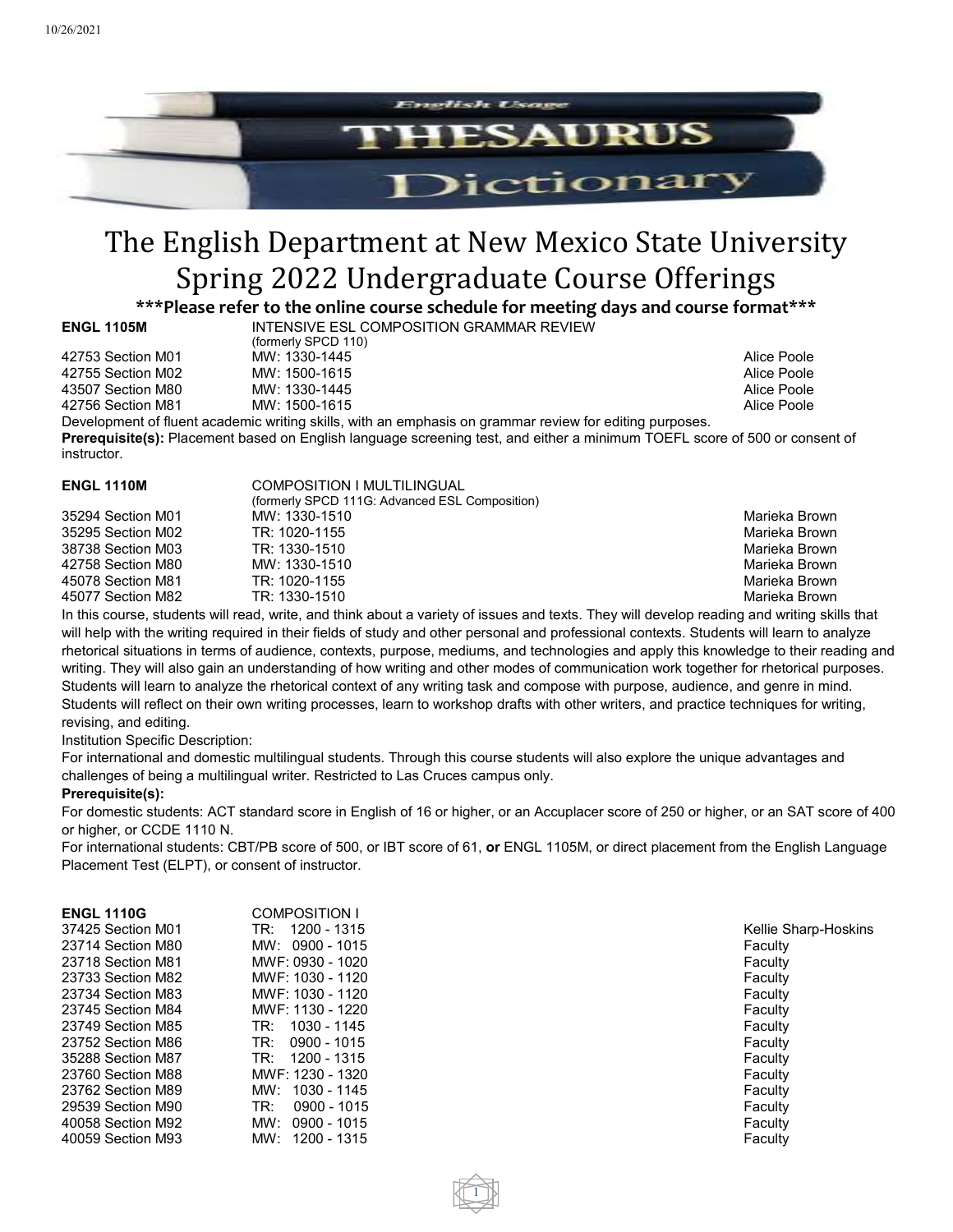# The English Department at New Mexico State University Spring 2022 Undergraduate Course Offerings

**\*\*\*Please refer to the online course schedule for meeting days and course format\*\*\***

**ENGL 1105M** INTENSIVE ESL COMPOSITION GRAMMAR REVIEW
(formerly SPCD 110)

| | | |
|---|---|---|
| 42753 Section M01 | MW: 1330-1445 | Alice Poole |
| 42755 Section M02 | MW: 1500-1615 | Alice Poole |
| 43507 Section M80 | MW: 1330-1445 | Alice Poole |
| 42756 Section M81 | MW: 1500-1615 | Alice Poole |

Development of fluent academic writing skills, with an emphasis on grammar review for editing purposes.

**Prerequisite(s):** Placement based on English language screening test, and either a minimum TOEFL score of 500 or consent of instructor.

**ENGL 1110M** COMPOSITION I MULTILINGUAL
(formerly SPCD 111G: Advanced ESL Composition)

| | | |
|---|---|---|
| 35294 Section M01 | MW: 1330-1510 | Marieka Brown |
| 35295 Section M02 | TR: 1020-1155 | Marieka Brown |
| 38738 Section M03 | TR: 1330-1510 | Marieka Brown |
| 42758 Section M80 | MW: 1330-1510 | Marieka Brown |
| 45078 Section M81 | TR: 1020-1155 | Marieka Brown |
| 45077 Section M82 | TR: 1330-1510 | Marieka Brown |

In this course, students will read, write, and think about a variety of issues and texts. They will develop reading and writing skills that will help with the writing required in their fields of study and other personal and professional contexts. Students will learn to analyze rhetorical situations in terms of audience, contexts, purpose, mediums, and technologies and apply this knowledge to their reading and writing. They will also gain an understanding of how writing and other modes of communication work together for rhetorical purposes. Students will learn to analyze the rhetorical context of any writing task and compose with purpose, audience, and genre in mind. Students will reflect on their own writing processes, learn to workshop drafts with other writers, and practice techniques for writing, revising, and editing.

Institution Specific Description:

For international and domestic multilingual students. Through this course students will also explore the unique advantages and challenges of being a multilingual writer. Restricted to Las Cruces campus only.

**Prerequisite(s):**

For domestic students: ACT standard score in English of 16 or higher, or an Accuplacer score of 250 or higher, or an SAT score of 400 or higher, or CCDE 1110 N.

For international students: CBT/PB score of 500, or IBT score of 61, **or** ENGL 1105M, or direct placement from the English Language Placement Test (ELPT), or consent of instructor.

**ENGL 1110G** COMPOSITION I

| | | |
|---|---|---|
| 37425 Section M01 | TR: 1200 - 1315 | Kellie Sharp-Hoskins |
| 23714 Section M80 | MW: 0900 - 1015 | Faculty |
| 23718 Section M81 | MWF: 0930 - 1020 | Faculty |
| 23733 Section M82 | MWF: 1030 - 1120 | Faculty |
| 23734 Section M83 | MWF: 1030 - 1120 | Faculty |
| 23745 Section M84 | MWF: 1130 - 1220 | Faculty |
| 23749 Section M85 | TR: 1030 - 1145 | Faculty |
| 23752 Section M86 | TR: 0900 - 1015 | Faculty |
| 35288 Section M87 | TR: 1200 - 1315 | Faculty |
| 23760 Section M88 | MWF: 1230 - 1320 | Faculty |
| 23762 Section M89 | MW: 1030 - 1145 | Faculty |
| 29539 Section M90 | TR: 0900 - 1015 | Faculty |
| 40058 Section M92 | MW: 0900 - 1015 | Faculty |
| 40059 Section M93 | MW: 1200 - 1315 | Faculty |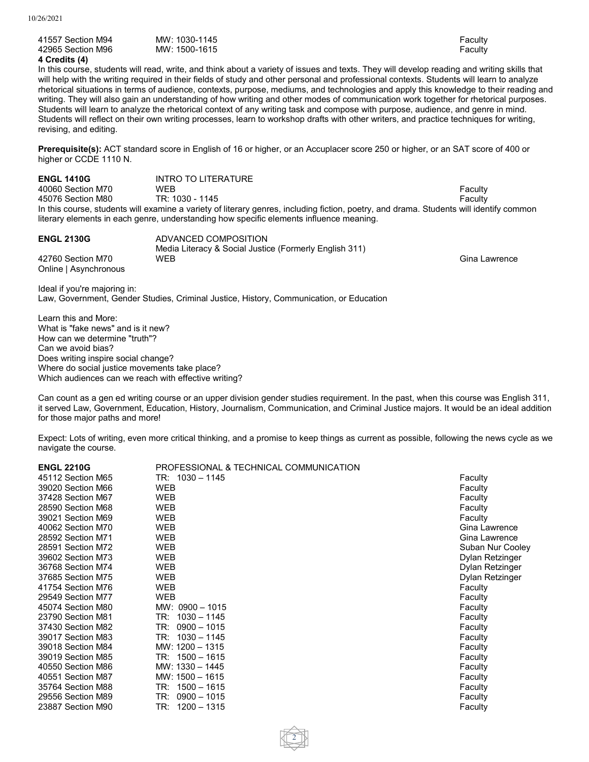| | | |
|---|---|---|
| 41557 Section M94 | MW: 1030-1145 | Faculty |
| 42965 Section M96 | MW: 1500-1615 | Faculty |

**4 Credits (4)**

In this course, students will read, write, and think about a variety of issues and texts. They will develop reading and writing skills that will help with the writing required in their fields of study and other personal and professional contexts. Students will learn to analyze rhetorical situations in terms of audience, contexts, purpose, mediums, and technologies and apply this knowledge to their reading and writing. They will also gain an understanding of how writing and other modes of communication work together for rhetorical purposes. Students will learn to analyze the rhetorical context of any writing task and compose with purpose, audience, and genre in mind. Students will reflect on their own writing processes, learn to workshop drafts with other writers, and practice techniques for writing, revising, and editing.

**Prerequisite(s):** ACT standard score in English of 16 or higher, or an Accuplacer score 250 or higher, or an SAT score of 400 or higher or CCDE 1110 N.

**ENGL 1410G** INTRO TO LITERATURE

| | | |
|---|---|---|
| 40060 Section M70 | WEB | Faculty |
| 45076 Section M80 | TR: 1030 - 1145 | Faculty |

In this course, students will examine a variety of literary genres, including fiction, poetry, and drama. Students will identify common literary elements in each genre, understanding how specific elements influence meaning.

**ENGL 2130G** ADVANCED COMPOSITION
Media Literacy & Social Justice (Formerly English 311)

| | | |
|---|---|---|
| 42760 Section M70 Online \| Asynchronous | WEB | Gina Lawrence |

Ideal if you're majoring in:
Law, Government, Gender Studies, Criminal Justice, History, Communication, or Education

Learn this and More:
What is "fake news" and is it new?
How can we determine "truth"?
Can we avoid bias?
Does writing inspire social change?
Where do social justice movements take place?
Which audiences can we reach with effective writing?

Can count as a gen ed writing course or an upper division gender studies requirement. In the past, when this course was English 311, it served Law, Government, Education, History, Journalism, Communication, and Criminal Justice majors. It would be an ideal addition for those major paths and more!

Expect: Lots of writing, even more critical thinking, and a promise to keep things as current as possible, following the news cycle as we navigate the course.

**ENGL 2210G** PROFESSIONAL & TECHNICAL COMMUNICATION

| | | |
|---|---|---|
| 45112 Section M65 | TR: 1030 – 1145 | Faculty |
| 39020 Section M66 | WEB | Faculty |
| 37428 Section M67 | WEB | Faculty |
| 28590 Section M68 | WEB | Faculty |
| 39021 Section M69 | WEB | Faculty |
| 40062 Section M70 | WEB | Gina Lawrence |
| 28592 Section M71 | WEB | Gina Lawrence |
| 28591 Section M72 | WEB | Suban Nur Cooley |
| 39602 Section M73 | WEB | Dylan Retzinger |
| 36768 Section M74 | WEB | Dylan Retzinger |
| 37685 Section M75 | WEB | Dylan Retzinger |
| 41754 Section M76 | WEB | Faculty |
| 29549 Section M77 | WEB | Faculty |
| 45074 Section M80 | MW: 0900 – 1015 | Faculty |
| 23790 Section M81 | TR: 1030 – 1145 | Faculty |
| 37430 Section M82 | TR: 0900 – 1015 | Faculty |
| 39017 Section M83 | TR: 1030 – 1145 | Faculty |
| 39018 Section M84 | MW: 1200 – 1315 | Faculty |
| 39019 Section M85 | TR: 1500 – 1615 | Faculty |
| 40550 Section M86 | MW: 1330 – 1445 | Faculty |
| 40551 Section M87 | MW: 1500 – 1615 | Faculty |
| 35764 Section M88 | TR: 1500 – 1615 | Faculty |
| 29556 Section M89 | TR: 0900 – 1015 | Faculty |
| 23887 Section M90 | TR: 1200 – 1315 | Faculty |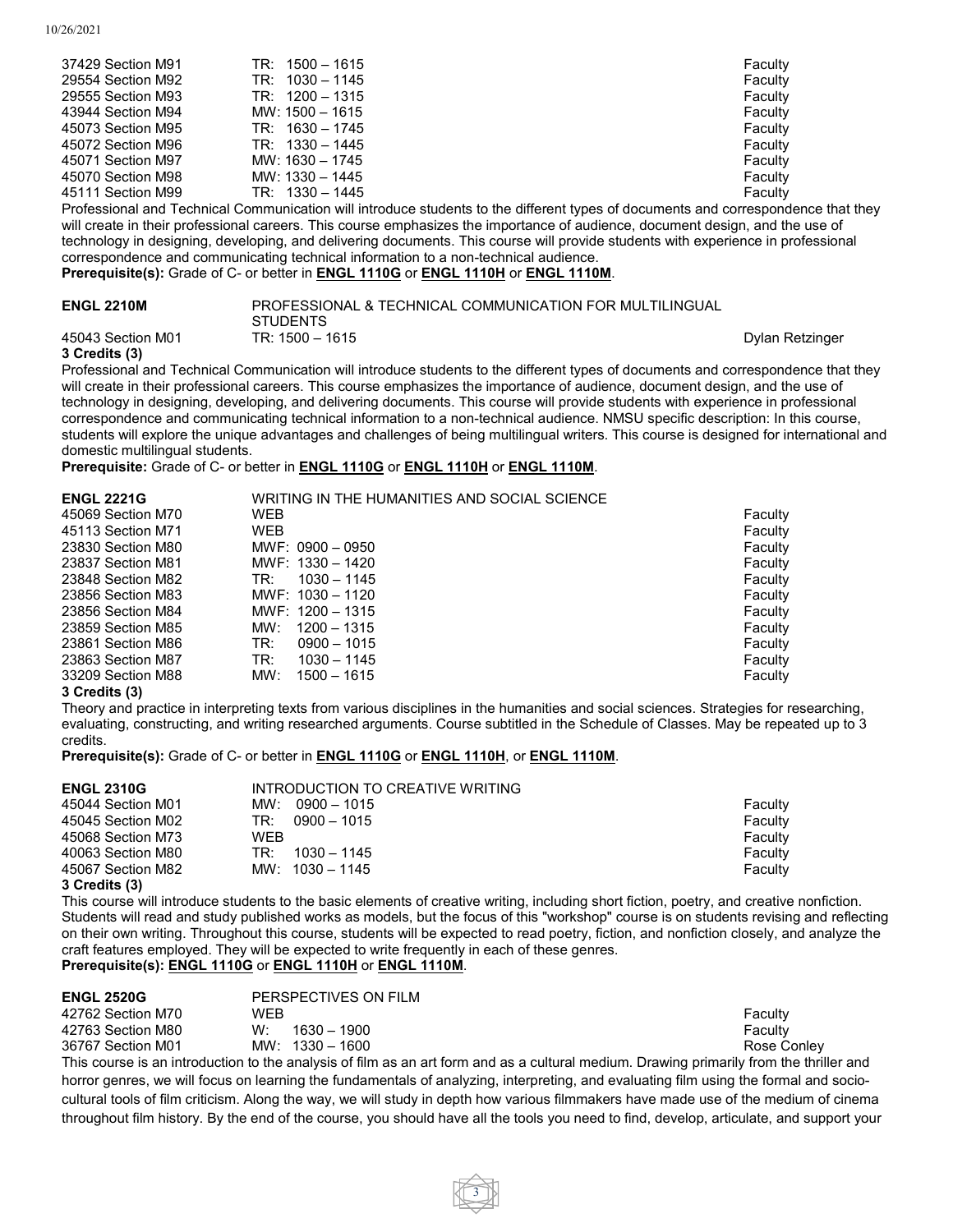| | | |
|---|---|---|
| 37429 Section M91 | TR: 1500 – 1615 | Faculty |
| 29554 Section M92 | TR: 1030 – 1145 | Faculty |
| 29555 Section M93 | TR: 1200 – 1315 | Faculty |
| 43944 Section M94 | MW: 1500 – 1615 | Faculty |
| 45073 Section M95 | TR: 1630 – 1745 | Faculty |
| 45072 Section M96 | TR: 1330 – 1445 | Faculty |
| 45071 Section M97 | MW: 1630 – 1745 | Faculty |
| 45070 Section M98 | MW: 1330 – 1445 | Faculty |
| 45111 Section M99 | TR: 1330 – 1445 | Faculty |

Professional and Technical Communication will introduce students to the different types of documents and correspondence that they will create in their professional careers. This course emphasizes the importance of audience, document design, and the use of technology in designing, developing, and delivering documents. This course will provide students with experience in professional correspondence and communicating technical information to a non-technical audience.
**Prerequisite(s):** Grade of C- or better in **ENGL 1110G** or **ENGL 1110H** or **ENGL 1110M**.

**ENGL 2210M** PROFESSIONAL & TECHNICAL COMMUNICATION FOR MULTILINGUAL STUDENTS

| | | |
|---|---|---|
| 45043 Section M01 | TR: 1500 – 1615 | Dylan Retzinger |

**3 Credits (3)**

Professional and Technical Communication will introduce students to the different types of documents and correspondence that they will create in their professional careers. This course emphasizes the importance of audience, document design, and the use of technology in designing, developing, and delivering documents. This course will provide students with experience in professional correspondence and communicating technical information to a non-technical audience. NMSU specific description: In this course, students will explore the unique advantages and challenges of being multilingual writers. This course is designed for international and domestic multilingual students.
**Prerequisite:** Grade of C- or better in **ENGL 1110G** or **ENGL 1110H** or **ENGL 1110M**.

**ENGL 2221G** WRITING IN THE HUMANITIES AND SOCIAL SCIENCE

| | | |
|---|---|---|
| 45069 Section M70 | WEB | Faculty |
| 45113 Section M71 | WEB | Faculty |
| 23830 Section M80 | MWF: 0900 – 0950 | Faculty |
| 23837 Section M81 | MWF: 1330 – 1420 | Faculty |
| 23848 Section M82 | TR: 1030 – 1145 | Faculty |
| 23856 Section M83 | MWF: 1030 – 1120 | Faculty |
| 23856 Section M84 | MWF: 1200 – 1315 | Faculty |
| 23859 Section M85 | MW: 1200 – 1315 | Faculty |
| 23861 Section M86 | TR: 0900 – 1015 | Faculty |
| 23863 Section M87 | TR: 1030 – 1145 | Faculty |
| 33209 Section M88 | MW: 1500 – 1615 | Faculty |

**3 Credits (3)**

Theory and practice in interpreting texts from various disciplines in the humanities and social sciences. Strategies for researching, evaluating, constructing, and writing researched arguments. Course subtitled in the Schedule of Classes. May be repeated up to 3 credits.
**Prerequisite(s):** Grade of C- or better in **ENGL 1110G** or **ENGL 1110H**, or **ENGL 1110M**.

**ENGL 2310G** INTRODUCTION TO CREATIVE WRITING

| | | |
|---|---|---|
| 45044 Section M01 | MW: 0900 – 1015 | Faculty |
| 45045 Section M02 | TR: 0900 – 1015 | Faculty |
| 45068 Section M73 | WEB | Faculty |
| 40063 Section M80 | TR: 1030 – 1145 | Faculty |
| 45067 Section M82 | MW: 1030 – 1145 | Faculty |

**3 Credits (3)**

This course will introduce students to the basic elements of creative writing, including short fiction, poetry, and creative nonfiction. Students will read and study published works as models, but the focus of this "workshop" course is on students revising and reflecting on their own writing. Throughout this course, students will be expected to read poetry, fiction, and nonfiction closely, and analyze the craft features employed. They will be expected to write frequently in each of these genres.
**Prerequisite(s): ENGL 1110G** or **ENGL 1110H** or **ENGL 1110M**.

**ENGL 2520G** PERSPECTIVES ON FILM

| | | |
|---|---|---|
| 42762 Section M70 | WEB | Faculty |
| 42763 Section M80 | W: 1630 – 1900 | Faculty |
| 36767 Section M01 | MW: 1330 – 1600 | Rose Conley |

This course is an introduction to the analysis of film as an art form and as a cultural medium. Drawing primarily from the thriller and horror genres, we will focus on learning the fundamentals of analyzing, interpreting, and evaluating film using the formal and socio-cultural tools of film criticism. Along the way, we will study in depth how various filmmakers have made use of the medium of cinema throughout film history. By the end of the course, you should have all the tools you need to find, develop, articulate, and support your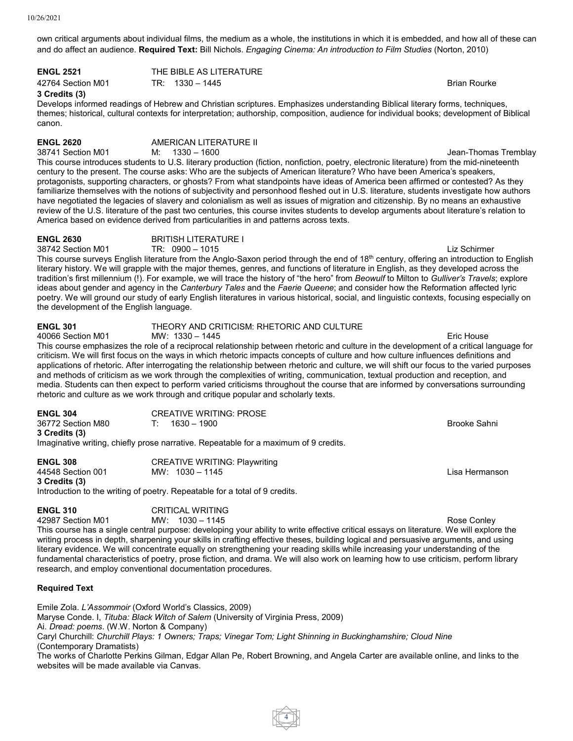own critical arguments about individual films, the medium as a whole, the institutions in which it is embedded, and how all of these can and do affect an audience. **Required Text:** Bill Nichols. *Engaging Cinema: An introduction to Film Studies* (Norton, 2010)

**ENGL 2521** THE BIBLE AS LITERATURE
42764 Section M01 TR: 1330 – 1445 Brian Rourke
**3 Credits (3)**
Develops informed readings of Hebrew and Christian scriptures. Emphasizes understanding Biblical literary forms, techniques, themes; historical, cultural contexts for interpretation; authorship, composition, audience for individual books; development of Biblical canon.

**ENGL 2620** AMERICAN LITERATURE II
38741 Section M01 M: 1330 – 1600 Jean-Thomas Tremblay
This course introduces students to U.S. literary production (fiction, nonfiction, poetry, electronic literature) from the mid-nineteenth century to the present. The course asks: Who are the subjects of American literature? Who have been America's speakers, protagonists, supporting characters, or ghosts? From what standpoints have ideas of America been affirmed or contested? As they familiarize themselves with the notions of subjectivity and personhood fleshed out in U.S. literature, students investigate how authors have negotiated the legacies of slavery and colonialism as well as issues of migration and citizenship. By no means an exhaustive review of the U.S. literature of the past two centuries, this course invites students to develop arguments about literature's relation to America based on evidence derived from particularities in and patterns across texts.

**ENGL 2630** BRITISH LITERATURE I
38742 Section M01 TR: 0900 – 1015 Liz Schirmer
This course surveys English literature from the Anglo-Saxon period through the end of 18th century, offering an introduction to English literary history. We will grapple with the major themes, genres, and functions of literature in English, as they developed across the tradition's first millennium (!). For example, we will trace the history of "the hero" from *Beowulf* to Milton to *Gulliver's Travels*; explore ideas about gender and agency in the *Canterbury Tales* and the *Faerie Queene*; and consider how the Reformation affected lyric poetry. We will ground our study of early English literatures in various historical, social, and linguistic contexts, focusing especially on the development of the English language.

**ENGL 301** THEORY AND CRITICISM: RHETORIC AND CULTURE
40066 Section M01 MW: 1330 – 1445 Eric House
This course emphasizes the role of a reciprocal relationship between rhetoric and culture in the development of a critical language for criticism. We will first focus on the ways in which rhetoric impacts concepts of culture and how culture influences definitions and applications of rhetoric. After interrogating the relationship between rhetoric and culture, we will shift our focus to the varied purposes and methods of criticism as we work through the complexities of writing, communication, textual production and reception, and media. Students can then expect to perform varied criticisms throughout the course that are informed by conversations surrounding rhetoric and culture as we work through and critique popular and scholarly texts.

**ENGL 304** CREATIVE WRITING: PROSE
36772 Section M80 T: 1630 – 1900 Brooke Sahni
**3 Credits (3)**
Imaginative writing, chiefly prose narrative. Repeatable for a maximum of 9 credits.

**ENGL 308** CREATIVE WRITING: Playwriting
44548 Section 001 MW: 1030 – 1145 Lisa Hermanson
**3 Credits (3)**
Introduction to the writing of poetry. Repeatable for a total of 9 credits.

**ENGL 310** CRITICAL WRITING
42987 Section M01 MW: 1030 – 1145 Rose Conley
This course has a single central purpose: developing your ability to write effective critical essays on literature. We will explore the writing process in depth, sharpening your skills in crafting effective theses, building logical and persuasive arguments, and using literary evidence. We will concentrate equally on strengthening your reading skills while increasing your understanding of the fundamental characteristics of poetry, prose fiction, and drama. We will also work on learning how to use criticism, perform library research, and employ conventional documentation procedures.

**Required Text**

Emile Zola. *L'Assommoir* (Oxford World's Classics, 2009)
Maryse Conde. I, *Tituba: Black Witch of Salem* (University of Virginia Press, 2009)
Ai. *Dread: poems*. (W.W. Norton & Company)
Caryl Churchill: *Churchill Plays: 1 Owners; Traps; Vinegar Tom; Light Shinning in Buckinghamshire; Cloud Nine* (Contemporary Dramatists)
The works of Charlotte Perkins Gilman, Edgar Allan Pe, Robert Browning, and Angela Carter are available online, and links to the websites will be made available via Canvas.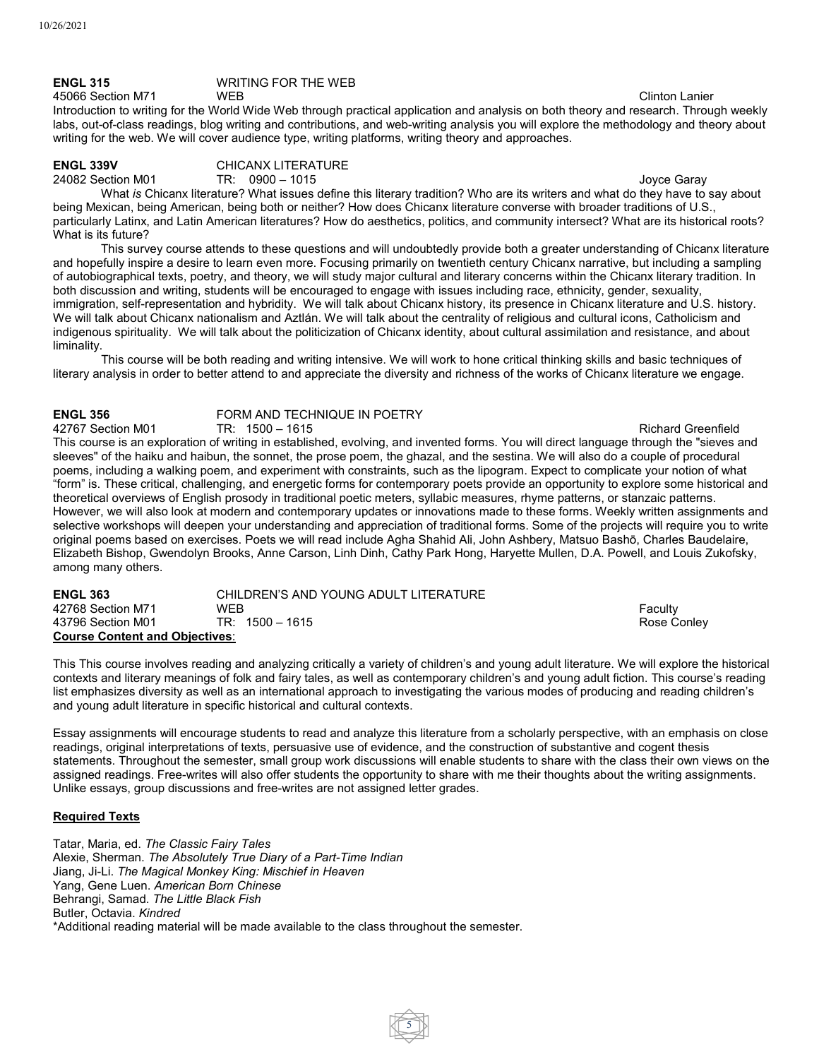**ENGL 315** WRITING FOR THE WEB

45066 Section M71 WEB Clinton Lanier

Introduction to writing for the World Wide Web through practical application and analysis on both theory and research. Through weekly labs, out-of-class readings, blog writing and contributions, and web-writing analysis you will explore the methodology and theory about writing for the web. We will cover audience type, writing platforms, writing theory and approaches.

**ENGL 339V** CHICANX LITERATURE

24082 Section M01 TR: 0900 – 1015 Joyce Garay

What *is* Chicanx literature? What issues define this literary tradition? Who are its writers and what do they have to say about being Mexican, being American, being both or neither? How does Chicanx literature converse with broader traditions of U.S., particularly Latinx, and Latin American literatures? How do aesthetics, politics, and community intersect? What are its historical roots? What is its future?

This survey course attends to these questions and will undoubtedly provide both a greater understanding of Chicanx literature and hopefully inspire a desire to learn even more. Focusing primarily on twentieth century Chicanx narrative, but including a sampling of autobiographical texts, poetry, and theory, we will study major cultural and literary concerns within the Chicanx literary tradition. In both discussion and writing, students will be encouraged to engage with issues including race, ethnicity, gender, sexuality, immigration, self-representation and hybridity. We will talk about Chicanx history, its presence in Chicanx literature and U.S. history. We will talk about Chicanx nationalism and Aztlán. We will talk about the centrality of religious and cultural icons, Catholicism and indigenous spirituality. We will talk about the politicization of Chicanx identity, about cultural assimilation and resistance, and about liminality.

This course will be both reading and writing intensive. We will work to hone critical thinking skills and basic techniques of literary analysis in order to better attend to and appreciate the diversity and richness of the works of Chicanx literature we engage.

**ENGL 356** FORM AND TECHNIQUE IN POETRY

42767 Section M01 TR: 1500 – 1615 Richard Greenfield

This course is an exploration of writing in established, evolving, and invented forms. You will direct language through the "sieves and sleeves" of the haiku and haibun, the sonnet, the prose poem, the ghazal, and the sestina. We will also do a couple of procedural poems, including a walking poem, and experiment with constraints, such as the lipogram. Expect to complicate your notion of what "form" is. These critical, challenging, and energetic forms for contemporary poets provide an opportunity to explore some historical and theoretical overviews of English prosody in traditional poetic meters, syllabic measures, rhyme patterns, or stanzaic patterns. However, we will also look at modern and contemporary updates or innovations made to these forms. Weekly written assignments and selective workshops will deepen your understanding and appreciation of traditional forms. Some of the projects will require you to write original poems based on exercises. Poets we will read include Agha Shahid Ali, John Ashbery, Matsuo Bashō, Charles Baudelaire, Elizabeth Bishop, Gwendolyn Brooks, Anne Carson, Linh Dinh, Cathy Park Hong, Haryette Mullen, D.A. Powell, and Louis Zukofsky, among many others.

**ENGL 363** CHILDREN'S AND YOUNG ADULT LITERATURE

42768 Section M71 WEB Faculty

43796 Section M01 TR: 1500 – 1615 Rose Conley

**Course Content and Objectives**:

This This course involves reading and analyzing critically a variety of children's and young adult literature. We will explore the historical contexts and literary meanings of folk and fairy tales, as well as contemporary children's and young adult fiction. This course's reading list emphasizes diversity as well as an international approach to investigating the various modes of producing and reading children's and young adult literature in specific historical and cultural contexts.

Essay assignments will encourage students to read and analyze this literature from a scholarly perspective, with an emphasis on close readings, original interpretations of texts, persuasive use of evidence, and the construction of substantive and cogent thesis statements. Throughout the semester, small group work discussions will enable students to share with the class their own views on the assigned readings. Free-writes will also offer students the opportunity to share with me their thoughts about the writing assignments. Unlike essays, group discussions and free-writes are not assigned letter grades.

**Required Texts**

Tatar, Maria, ed. *The Classic Fairy Tales*
Alexie, Sherman. *The Absolutely True Diary of a Part-Time Indian*
Jiang, Ji-Li. *The Magical Monkey King: Mischief in Heaven*
Yang, Gene Luen. *American Born Chinese*
Behrangi, Samad. *The Little Black Fish*
Butler, Octavia. *Kindred*
*Additional reading material will be made available to the class throughout the semester.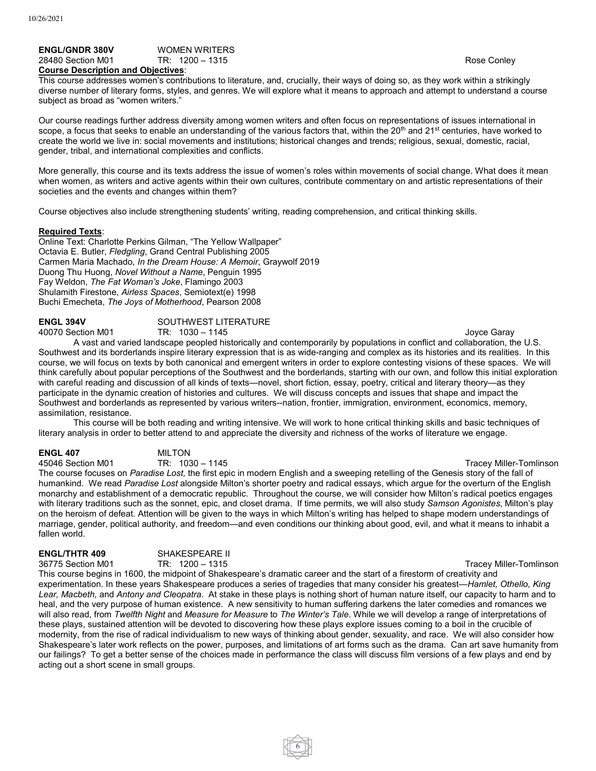**ENGL/GNDR 380V** WOMEN WRITERS
28480 Section M01 TR: 1200 – 1315 Rose Conley

**Course Description and Objectives**:

This course addresses women's contributions to literature, and, crucially, their ways of doing so, as they work within a strikingly diverse number of literary forms, styles, and genres. We will explore what it means to approach and attempt to understand a course subject as broad as "women writers."

Our course readings further address diversity among women writers and often focus on representations of issues international in scope, a focus that seeks to enable an understanding of the various factors that, within the 20th and 21st centuries, have worked to create the world we live in: social movements and institutions; historical changes and trends; religious, sexual, domestic, racial, gender, tribal, and international complexities and conflicts.

More generally, this course and its texts address the issue of women's roles within movements of social change. What does it mean when women, as writers and active agents within their own cultures, contribute commentary on and artistic representations of their societies and the events and changes within them?

Course objectives also include strengthening students' writing, reading comprehension, and critical thinking skills.

**Required Texts**:

Online Text: Charlotte Perkins Gilman, "The Yellow Wallpaper"
Octavia E. Butler, *Fledgling*, Grand Central Publishing 2005
Carmen Maria Machado, *In the Dream House: A Memoir*, Graywolf 2019
Duong Thu Huong, *Novel Without a Name*, Penguin 1995
Fay Weldon, *The Fat Woman's Joke*, Flamingo 2003
Shulamith Firestone, *Airless Spaces*, Semiotext(e) 1998
Buchi Emecheta, *The Joys of Motherhood*, Pearson 2008

**ENGL 394V** SOUTHWEST LITERATURE
40070 Section M01 TR: 1030 – 1145 Joyce Garay

A vast and varied landscape peopled historically and contemporarily by populations in conflict and collaboration, the U.S. Southwest and its borderlands inspire literary expression that is as wide-ranging and complex as its histories and its realities. In this course, we will focus on texts by both canonical and emergent writers in order to explore contesting visions of these spaces. We will think carefully about popular perceptions of the Southwest and the borderlands, starting with our own, and follow this initial exploration with careful reading and discussion of all kinds of texts—novel, short fiction, essay, poetry, critical and literary theory—as they participate in the dynamic creation of histories and cultures. We will discuss concepts and issues that shape and impact the Southwest and borderlands as represented by various writers--nation, frontier, immigration, environment, economics, memory, assimilation, resistance.

This course will be both reading and writing intensive. We will work to hone critical thinking skills and basic techniques of literary analysis in order to better attend to and appreciate the diversity and richness of the works of literature we engage.

**ENGL 407** MILTON
45046 Section M01 TR: 1030 – 1145 Tracey Miller-Tomlinson

The course focuses on *Paradise Lost,* the first epic in modern English and a sweeping retelling of the Genesis story of the fall of humankind. We read *Paradise Lost* alongside Milton's shorter poetry and radical essays, which argue for the overturn of the English monarchy and establishment of a democratic republic. Throughout the course, we will consider how Milton's radical poetics engages with literary traditions such as the sonnet, epic, and closet drama. If time permits, we will also study *Samson Agonistes*, Milton's play on the heroism of defeat. Attention will be given to the ways in which Milton's writing has helped to shape modern understandings of marriage, gender, political authority, and freedom—and even conditions our thinking about good, evil, and what it means to inhabit a fallen world.

**ENGL/THTR 409** SHAKESPEARE II
36775 Section M01 TR: 1200 – 1315 Tracey Miller-Tomlinson

This course begins in 1600, the midpoint of Shakespeare's dramatic career and the start of a firestorm of creativity and experimentation. In these years Shakespeare produces a series of tragedies that many consider his greatest—*Hamlet, Othello, King Lear, Macbeth,* and *Antony and Cleopatra*. At stake in these plays is nothing short of human nature itself, our capacity to harm and to heal, and the very purpose of human existence. A new sensitivity to human suffering darkens the later comedies and romances we will also read, from *Twelfth Night* and *Measure for Measure* to *The Winter's Tale*. While we will develop a range of interpretations of these plays, sustained attention will be devoted to discovering how these plays explore issues coming to a boil in the crucible of modernity, from the rise of radical individualism to new ways of thinking about gender, sexuality, and race. We will also consider how Shakespeare's later work reflects on the power, purposes, and limitations of art forms such as the drama. Can art save humanity from our failings? To get a better sense of the choices made in performance the class will discuss film versions of a few plays and end by acting out a short scene in small groups.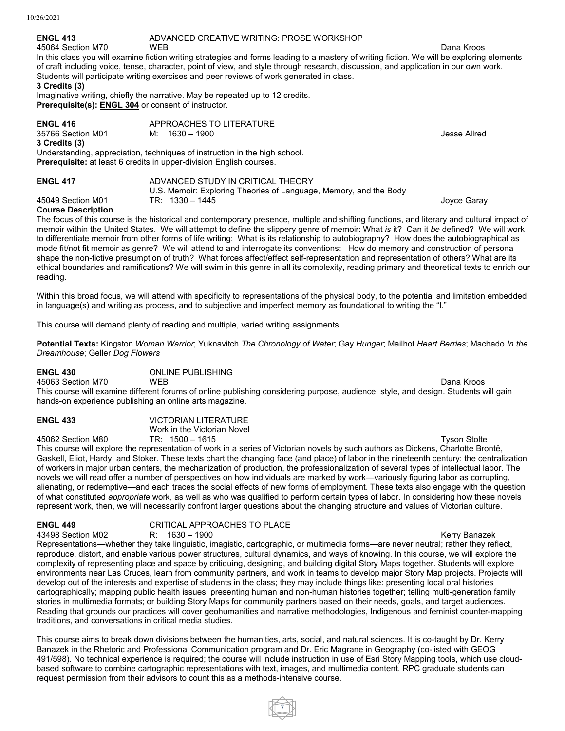**ENGL 413** ADVANCED CREATIVE WRITING: PROSE WORKSHOP
45064 Section M70 WEB Dana Kroos

In this class you will examine fiction writing strategies and forms leading to a mastery of writing fiction. We will be exploring elements of craft including voice, tense, character, point of view, and style through research, discussion, and application in our own work. Students will participate writing exercises and peer reviews of work generated in class.

**3 Credits (3)**

Imaginative writing, chiefly the narrative. May be repeated up to 12 credits.

**Prerequisite(s): ENGL 304** or consent of instructor.

**ENGL 416** APPROACHES TO LITERATURE
35766 Section M01 M: 1630 – 1900 Jesse Allred

**3 Credits (3)**

Understanding, appreciation, techniques of instruction in the high school.

**Prerequisite:** at least 6 credits in upper-division English courses.

**ENGL 417** ADVANCED STUDY IN CRITICAL THEORY
U.S. Memoir: Exploring Theories of Language, Memory, and the Body
45049 Section M01 TR: 1330 – 1445 Joyce Garay

**Course Description**

The focus of this course is the historical and contemporary presence, multiple and shifting functions, and literary and cultural impact of memoir within the United States. We will attempt to define the slippery genre of memoir: What *is* it? Can it *be* defined? We will work to differentiate memoir from other forms of life writing: What is its relationship to autobiography? How does the autobiographical as mode fit/not fit memoir as genre? We will attend to and interrogate its conventions: How do memory and construction of persona shape the non-fictive presumption of truth? What forces affect/effect self-representation and representation of others? What are its ethical boundaries and ramifications? We will swim in this genre in all its complexity, reading primary and theoretical texts to enrich our reading.

Within this broad focus, we will attend with specificity to representations of the physical body, to the potential and limitation embedded in language(s) and writing as process, and to subjective and imperfect memory as foundational to writing the "I."

This course will demand plenty of reading and multiple, varied writing assignments.

**Potential Texts:** Kingston *Woman Warrior*; Yuknavitch *The Chronology of Water*; Gay *Hunger*; Mailhot *Heart Berries*; Machado *In the Dreamhouse*; Geller *Dog Flowers*

**ENGL 430** ONLINE PUBLISHING
45063 Section M70 WEB Dana Kroos

This course will examine different forums of online publishing considering purpose, audience, style, and design. Students will gain hands-on experience publishing an online arts magazine.

**ENGL 433** VICTORIAN LITERATURE
Work in the Victorian Novel
45062 Section M80 TR: 1500 – 1615 Tyson Stolte

This course will explore the representation of work in a series of Victorian novels by such authors as Dickens, Charlotte Brontë, Gaskell, Eliot, Hardy, and Stoker. These texts chart the changing face (and place) of labor in the nineteenth century: the centralization of workers in major urban centers, the mechanization of production, the professionalization of several types of intellectual labor. The novels we will read offer a number of perspectives on how individuals are marked by work—variously figuring labor as corrupting, alienating, or redemptive—and each traces the social effects of new forms of employment. These texts also engage with the question of what constituted *appropriate* work, as well as who was qualified to perform certain types of labor. In considering how these novels represent work, then, we will necessarily confront larger questions about the changing structure and values of Victorian culture.

**ENGL 449** CRITICAL APPROACHES TO PLACE
43498 Section M02 R: 1630 – 1900 Kerry Banazek

Representations—whether they take linguistic, imagistic, cartographic, or multimedia forms—are never neutral; rather they reflect, reproduce, distort, and enable various power structures, cultural dynamics, and ways of knowing. In this course, we will explore the complexity of representing place and space by critiquing, designing, and building digital Story Maps together. Students will explore environments near Las Cruces, learn from community partners, and work in teams to develop major Story Map projects. Projects will develop out of the interests and expertise of students in the class; they may include things like: presenting local oral histories cartographically; mapping public health issues; presenting human and non-human histories together; telling multi-generation family stories in multimedia formats; or building Story Maps for community partners based on their needs, goals, and target audiences. Reading that grounds our practices will cover geohumanities and narrative methodologies, Indigenous and feminist counter-mapping traditions, and conversations in critical media studies.

This course aims to break down divisions between the humanities, arts, social, and natural sciences. It is co-taught by Dr. Kerry Banazek in the Rhetoric and Professional Communication program and Dr. Eric Magrane in Geography (co-listed with GEOG 491/598). No technical experience is required; the course will include instruction in use of Esri Story Mapping tools, which use cloud-based software to combine cartographic representations with text, images, and multimedia content. RPC graduate students can request permission from their advisors to count this as a methods-intensive course.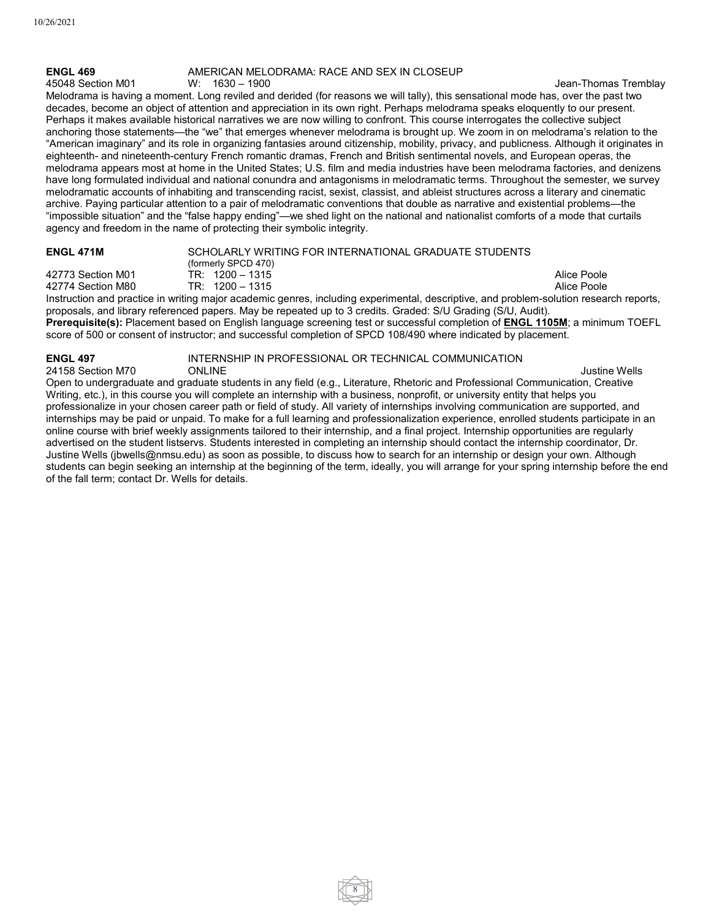**ENGL 469** AMERICAN MELODRAMA: RACE AND SEX IN CLOSEUP

45048 Section M01 W: 1630 – 1900 Jean-Thomas Tremblay

Melodrama is having a moment. Long reviled and derided (for reasons we will tally), this sensational mode has, over the past two decades, become an object of attention and appreciation in its own right. Perhaps melodrama speaks eloquently to our present. Perhaps it makes available historical narratives we are now willing to confront. This course interrogates the collective subject anchoring those statements—the "we" that emerges whenever melodrama is brought up. We zoom in on melodrama's relation to the "American imaginary" and its role in organizing fantasies around citizenship, mobility, privacy, and publicness. Although it originates in eighteenth- and nineteenth-century French romantic dramas, French and British sentimental novels, and European operas, the melodrama appears most at home in the United States; U.S. film and media industries have been melodrama factories, and denizens have long formulated individual and national conundra and antagonisms in melodramatic terms. Throughout the semester, we survey melodramatic accounts of inhabiting and transcending racist, sexist, classist, and ableist structures across a literary and cinematic archive. Paying particular attention to a pair of melodramatic conventions that double as narrative and existential problems—the "impossible situation" and the "false happy ending"—we shed light on the national and nationalist comforts of a mode that curtails agency and freedom in the name of protecting their symbolic integrity.

**ENGL 471M** SCHOLARLY WRITING FOR INTERNATIONAL GRADUATE STUDENTS (formerly SPCD 470)

42773 Section M01 TR: 1200 – 1315 Alice Poole

42774 Section M80 TR: 1200 – 1315 Alice Poole

Instruction and practice in writing major academic genres, including experimental, descriptive, and problem-solution research reports, proposals, and library referenced papers. May be repeated up to 3 credits. Graded: S/U Grading (S/U, Audit).

**Prerequisite(s):** Placement based on English language screening test or successful completion of **ENGL 1105M**; a minimum TOEFL score of 500 or consent of instructor; and successful completion of SPCD 108/490 where indicated by placement.

**ENGL 497** INTERNSHIP IN PROFESSIONAL OR TECHNICAL COMMUNICATION

24158 Section M70 ONLINE Justine Wells

Open to undergraduate and graduate students in any field (e.g., Literature, Rhetoric and Professional Communication, Creative Writing, etc.), in this course you will complete an internship with a business, nonprofit, or university entity that helps you professionalize in your chosen career path or field of study. All variety of internships involving communication are supported, and internships may be paid or unpaid. To make for a full learning and professionalization experience, enrolled students participate in an online course with brief weekly assignments tailored to their internship, and a final project. Internship opportunities are regularly advertised on the student listservs. Students interested in completing an internship should contact the internship coordinator, Dr. Justine Wells (jbwells@nmsu.edu) as soon as possible, to discuss how to search for an internship or design your own. Although students can begin seeking an internship at the beginning of the term, ideally, you will arrange for your spring internship before the end of the fall term; contact Dr. Wells for details.